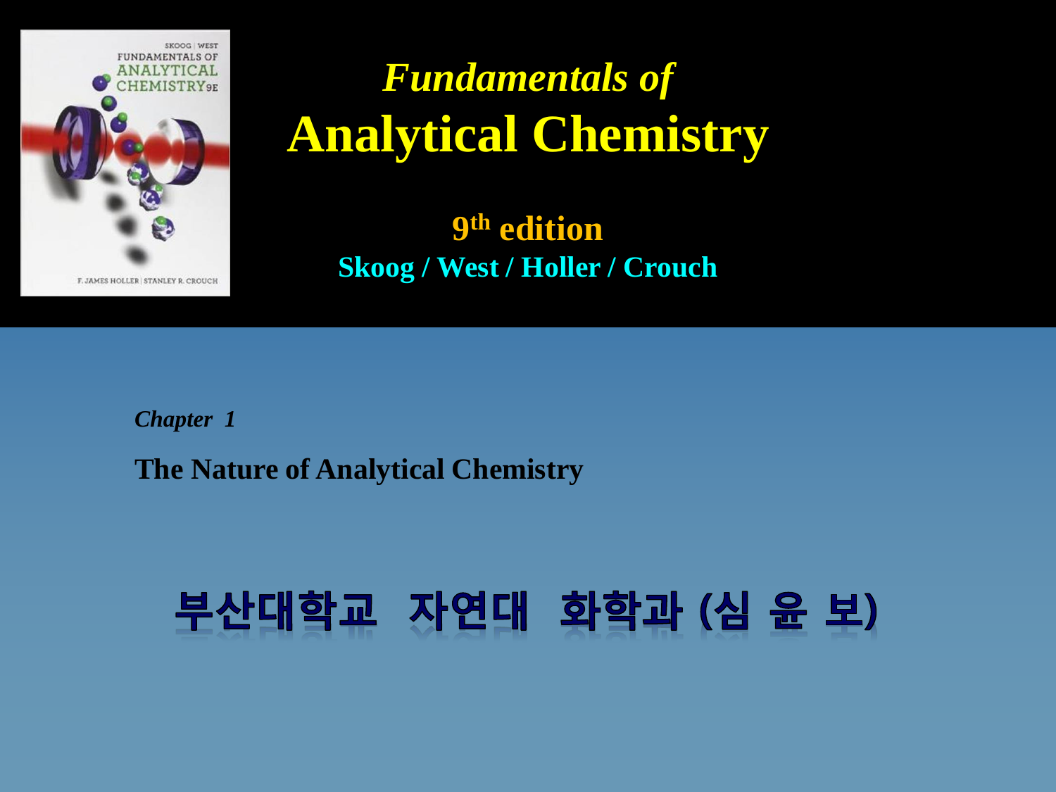# *Fundamentals of* Analytical Chemistry

**9th edition**

**Skoog / West / Holler / Crouch**

***Chapter 1***

**The Nature of Analytical Chemistry**

**부산대학교 자연대 화학과 (심 윤 보)**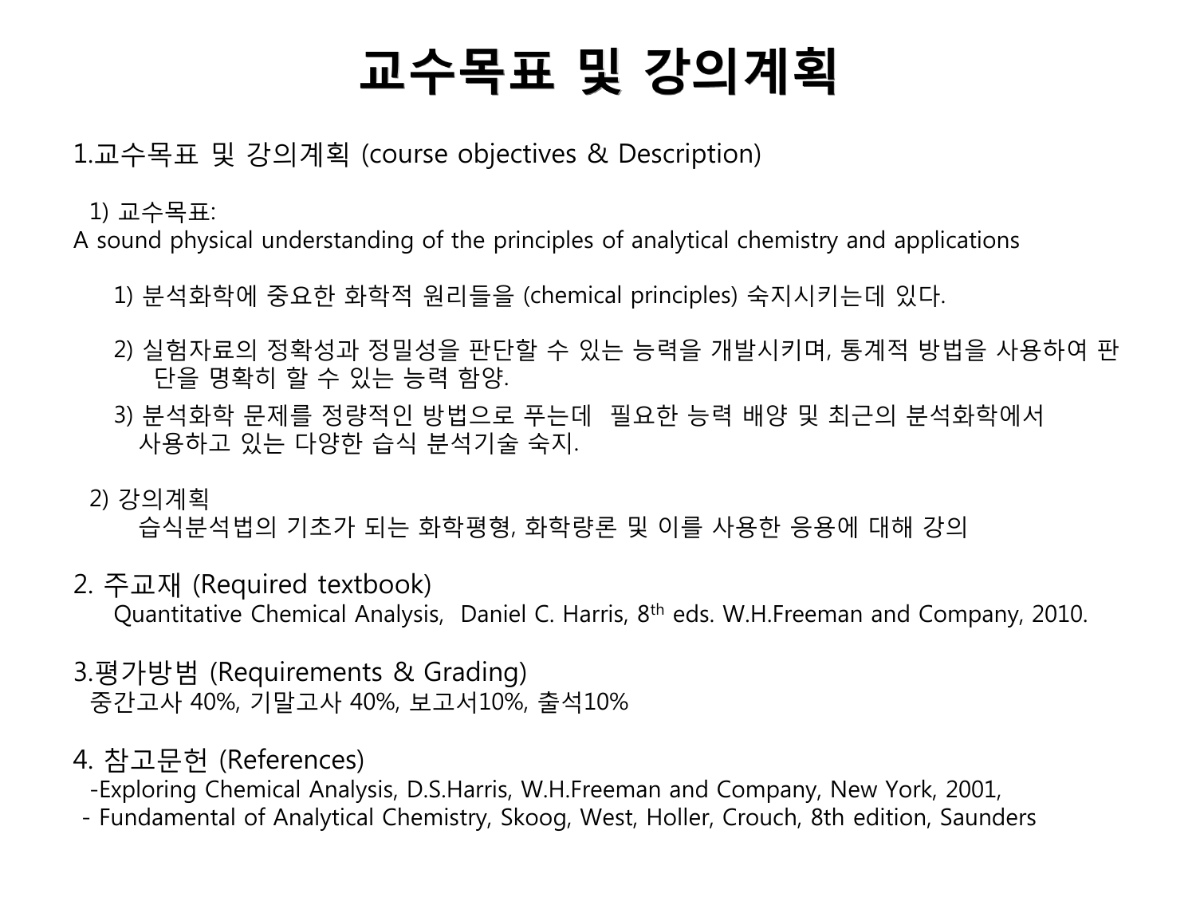# 교수목표 및 강의계획

## 1.교수목표 및 강의계획 (course objectives & Description)

1) 교수목표:

A sound physical understanding of the principles of analytical chemistry and applications

1) 분석화학에 중요한 화학적 원리들을 (chemical principles) 숙지시키는데 있다.

2) 실험자료의 정확성과 정밀성을 판단할 수 있는 능력을 개발시키며, 통계적 방법을 사용하여 판단을 명확히 할 수 있는 능력 함양.

3) 분석화학 문제를 정량적인 방법으로 푸는데 필요한 능력 배양 및 최근의 분석화학에서 사용하고 있는 다양한 습식 분석기술 숙지.

2) 강의계획

습식분석법의 기초가 되는 화학평형, 화학량론 및 이를 사용한 응용에 대해 강의

## 2. 주교재 (Required textbook)

Quantitative Chemical Analysis, Daniel C. Harris, 8th eds. W.H.Freeman and Company, 2010.

## 3.평가방범 (Requirements & Grading)

중간고사 40%, 기말고사 40%, 보고서10%, 출석10%

## 4. 참고문헌 (References)

- Exploring Chemical Analysis, D.S.Harris, W.H.Freeman and Company, New York, 2001,
- Fundamental of Analytical Chemistry, Skoog, West, Holler, Crouch, 8th edition, Saunders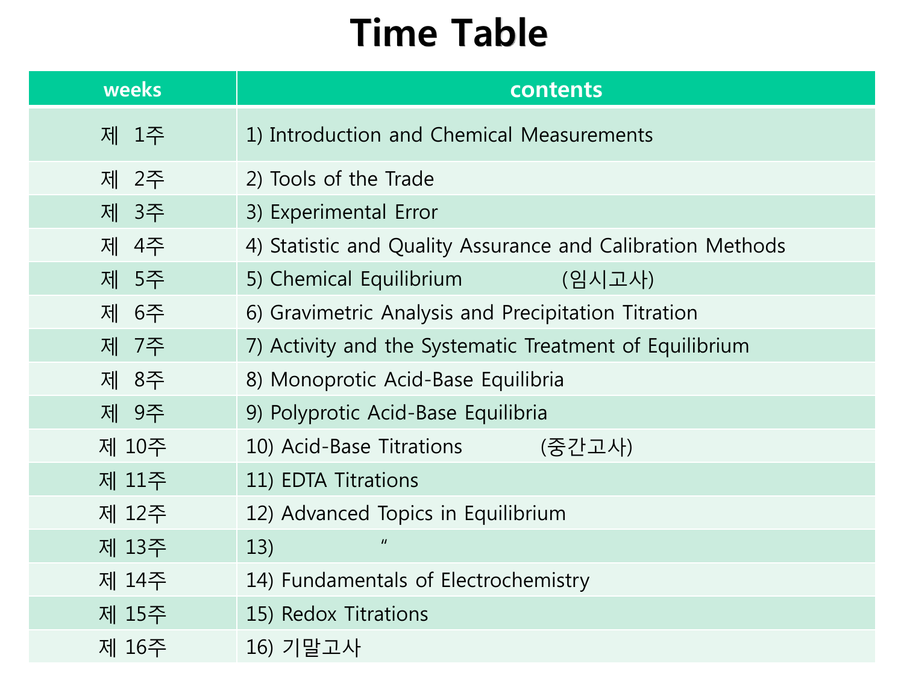# Time Table

| weeks | contents |
| --- | --- |
| 제  1주 | 1) Introduction and Chemical Measurements |
| 제  2주 | 2) Tools of the Trade |
| 제  3주 | 3) Experimental Error |
| 제  4주 | 4) Statistic and Quality Assurance and Calibration Methods |
| 제  5주 | 5) Chemical Equilibrium (임시고사) |
| 제  6주 | 6) Gravimetric Analysis and Precipitation Titration |
| 제  7주 | 7) Activity and the Systematic Treatment of Equilibrium |
| 제  8주 | 8) Monoprotic Acid-Base Equilibria |
| 제  9주 | 9) Polyprotic Acid-Base Equilibria |
| 제 10주 | 10) Acid-Base Titrations (중간고사) |
| 제 11주 | 11) EDTA Titrations |
| 제 12주 | 12) Advanced Topics in Equilibrium |
| 제 13주 | 13) 〃 |
| 제 14주 | 14) Fundamentals of Electrochemistry |
| 제 15주 | 15) Redox Titrations |
| 제 16주 | 16) 기말고사 |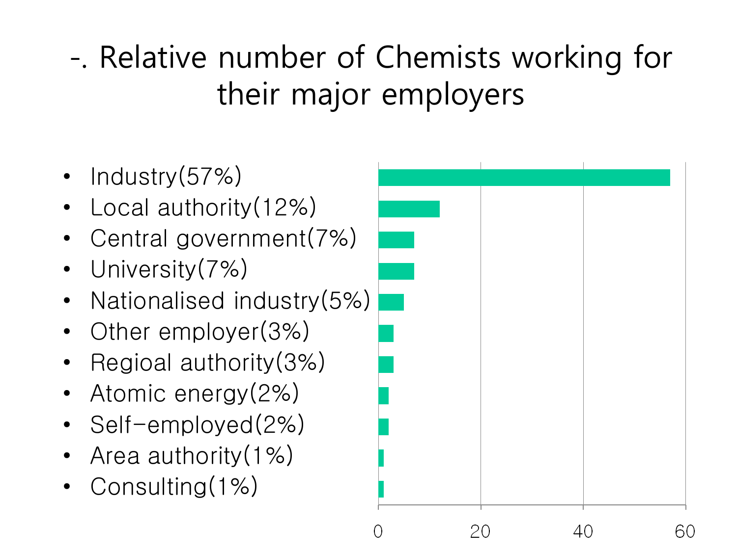# -. Relative number of Chemists working for their major employers

- Industry(57%)
- Local authority(12%)
- Central government(7%)
- University(7%)
- Nationalised industry(5%)
- Other employer(3%)
- Regioal authority(3%)
- Atomic energy(2%)
- Self-employed(2%)
- Area authority(1%)
- Consulting(1%)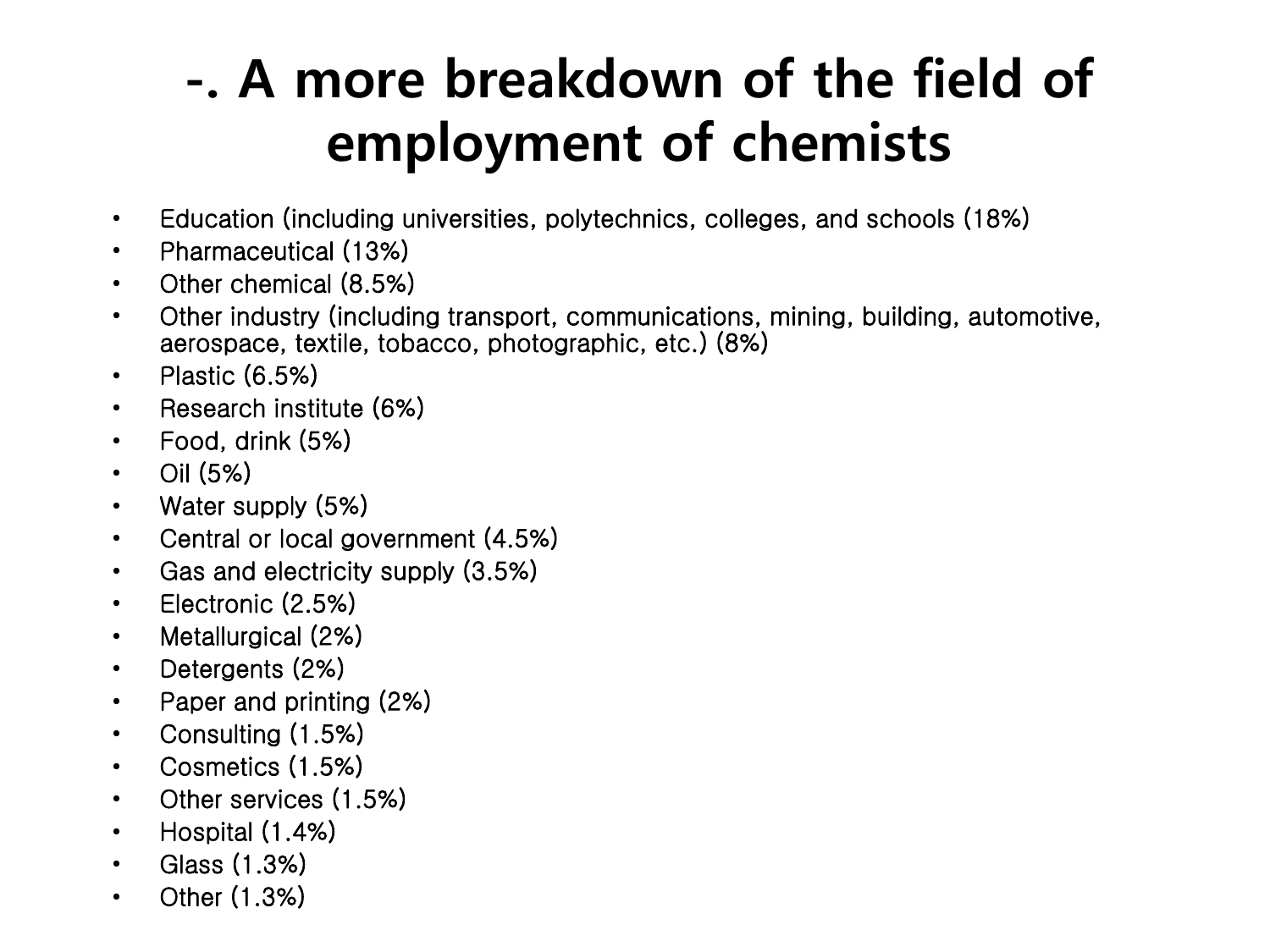# -. A more breakdown of the field of employment of chemists

- Education (including universities, polytechnics, colleges, and schools (18%)
- Pharmaceutical (13%)
- Other chemical (8.5%)
- Other industry (including transport, communications, mining, building, automotive, aerospace, textile, tobacco, photographic, etc.) (8%)
- Plastic (6.5%)
- Research institute (6%)
- Food, drink (5%)
- Oil (5%)
- Water supply (5%)
- Central or local government (4.5%)
- Gas and electricity supply (3.5%)
- Electronic (2.5%)
- Metallurgical (2%)
- Detergents (2%)
- Paper and printing (2%)
- Consulting (1.5%)
- Cosmetics (1.5%)
- Other services (1.5%)
- Hospital (1.4%)
- Glass (1.3%)
- Other (1.3%)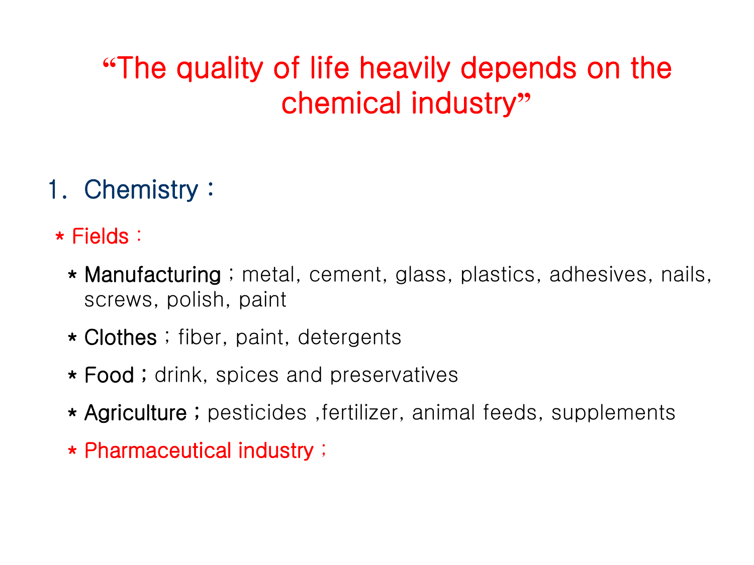# “The quality of life heavily depends on the chemical industry”

## 1. Chemistry :

* Fields :

  * **Manufacturing** ; metal, cement, glass, plastics, adhesives, nails, screws, polish, paint

  * **Clothes** ; fiber, paint, detergents

  * **Food ;** drink, spices and preservatives

  * **Agriculture ;** pesticides ,fertilizer, animal feeds, supplements

  * Pharmaceutical industry ;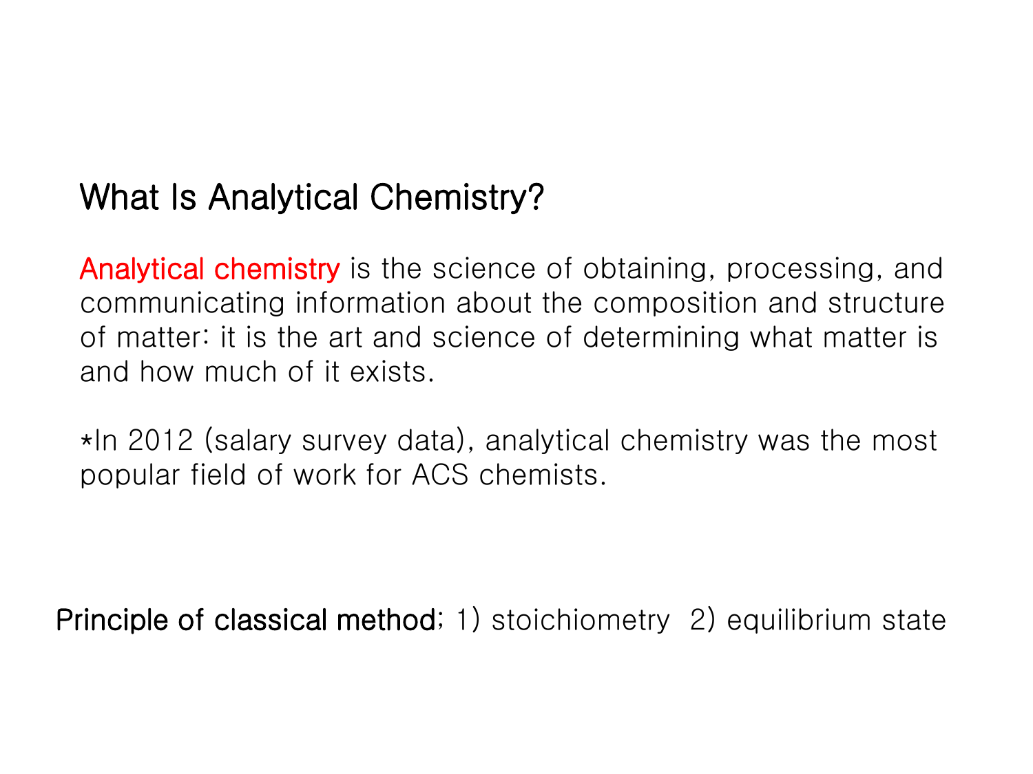# What Is Analytical Chemistry?

Analytical chemistry is the science of obtaining, processing, and communicating information about the composition and structure of matter: it is the art and science of determining what matter is and how much of it exists.

*In 2012 (salary survey data), analytical chemistry was the most popular field of work for ACS chemists.

**Principle of classical method;** 1) stoichiometry 2) equilibrium state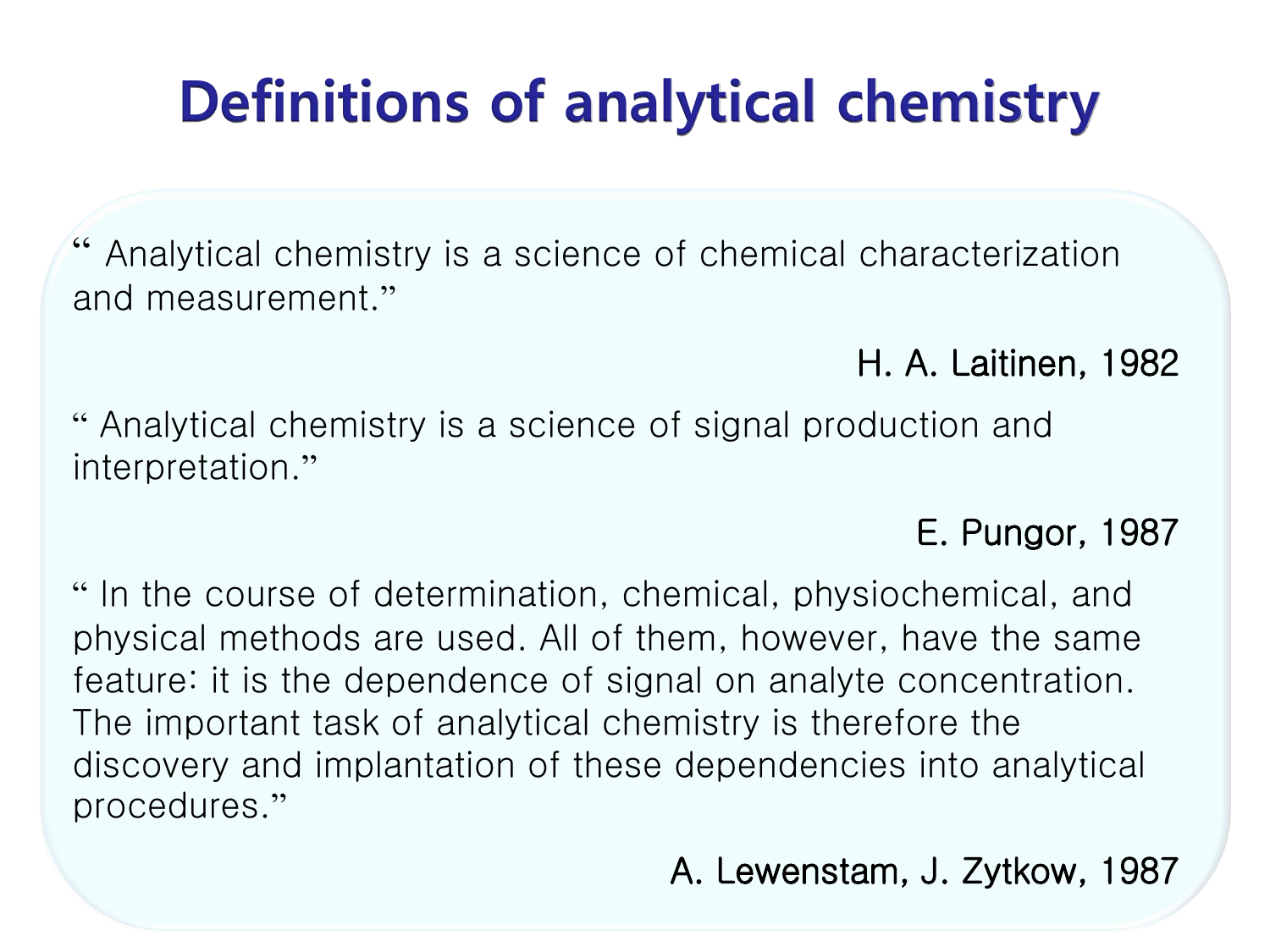# Definitions of analytical chemistry

" Analytical chemistry is a science of chemical characterization and measurement."

H. A. Laitinen, 1982

" Analytical chemistry is a science of signal production and interpretation."

E. Pungor, 1987

" In the course of determination, chemical, physiochemical, and physical methods are used. All of them, however, have the same feature: it is the dependence of signal on analyte concentration. The important task of analytical chemistry is therefore the discovery and implantation of these dependencies into analytical procedures."

A. Lewenstam, J. Zytkow, 1987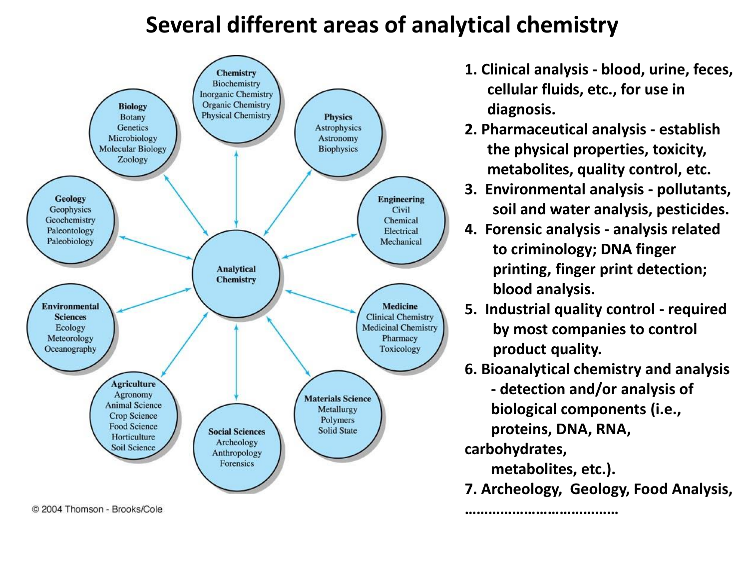# Several different areas of analytical chemistry

**Analytical Chemistry**

- **Chemistry**: Biochemistry, Inorganic Chemistry, Organic Chemistry, Physical Chemistry
- **Physics**: Astrophysics, Astronomy, Biophysics
- **Engineering**: Civil, Chemical, Electrical, Mechanical
- **Medicine**: Clinical Chemistry, Medicinal Chemistry, Pharmacy, Toxicology
- **Materials Science**: Metallurgy, Polymers, Solid State
- **Social Sciences**: Archeology, Anthropology, Forensics
- **Agriculture**: Agronomy, Animal Science, Crop Science, Food Science, Horticulture, Soil Science
- **Environmental Sciences**: Ecology, Meteorology, Oceanography
- **Geology**: Geophysics, Geochemistry, Paleontology, Paleobiology
- **Biology**: Botany, Genetics, Microbiology, Molecular Biology, Zoology

© 2004 Thomson - Brooks/Cole

1. **Clinical analysis - blood, urine, feces, cellular fluids, etc., for use in diagnosis.**
2. **Pharmaceutical analysis - establish the physical properties, toxicity, metabolites, quality control, etc.**
3. **Environmental analysis - pollutants, soil and water analysis, pesticides.**
4. **Forensic analysis - analysis related to criminology; DNA finger printing, finger print detection; blood analysis.**
5. **Industrial quality control - required by most companies to control product quality.**
6. **Bioanalytical chemistry and analysis - detection and/or analysis of biological components (i.e., proteins, DNA, RNA, carbohydrates, metabolites, etc.).**
7. **Archeology, Geology, Food Analysis, ………………………………**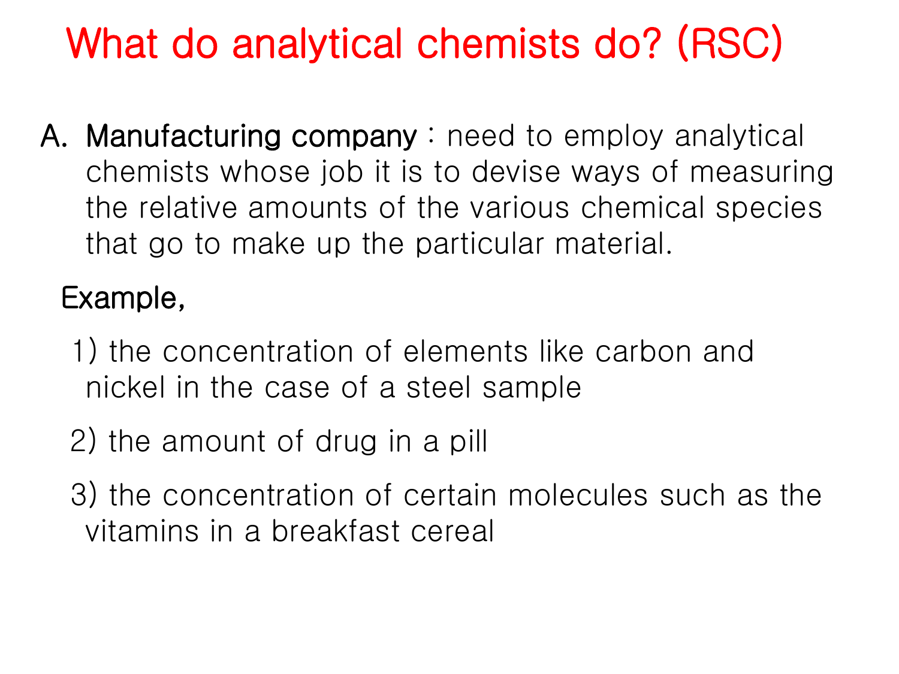# What do analytical chemists do? (RSC)

A. **Manufacturing company** : need to employ analytical chemists whose job it is to devise ways of measuring the relative amounts of the various chemical species that go to make up the particular material.

Example,

1) the concentration of elements like carbon and nickel in the case of a steel sample

2) the amount of drug in a pill

3) the concentration of certain molecules such as the vitamins in a breakfast cereal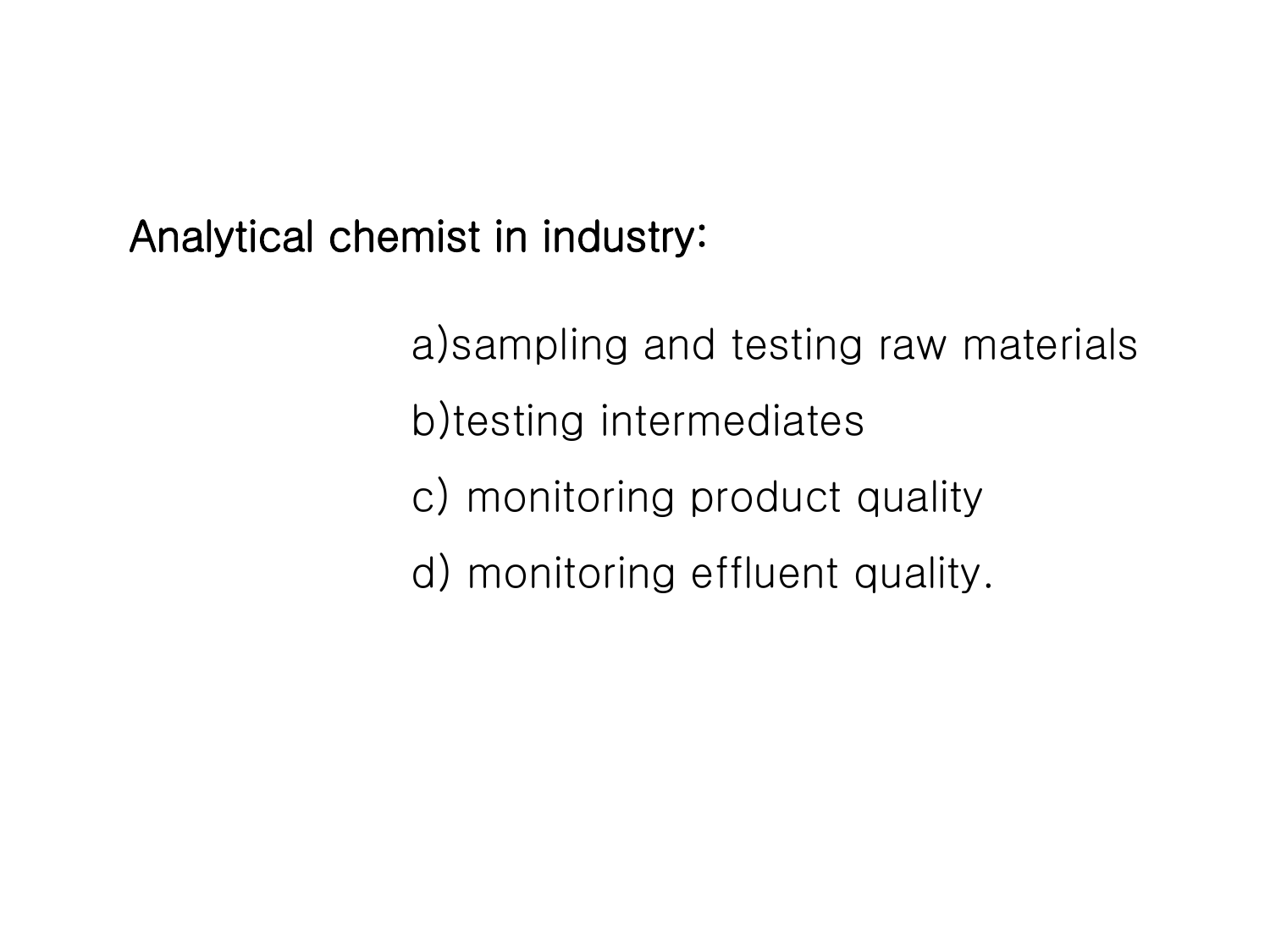**Analytical chemist in industry:**

a)sampling and testing raw materials

b)testing intermediates

c) monitoring product quality

d) monitoring effluent quality.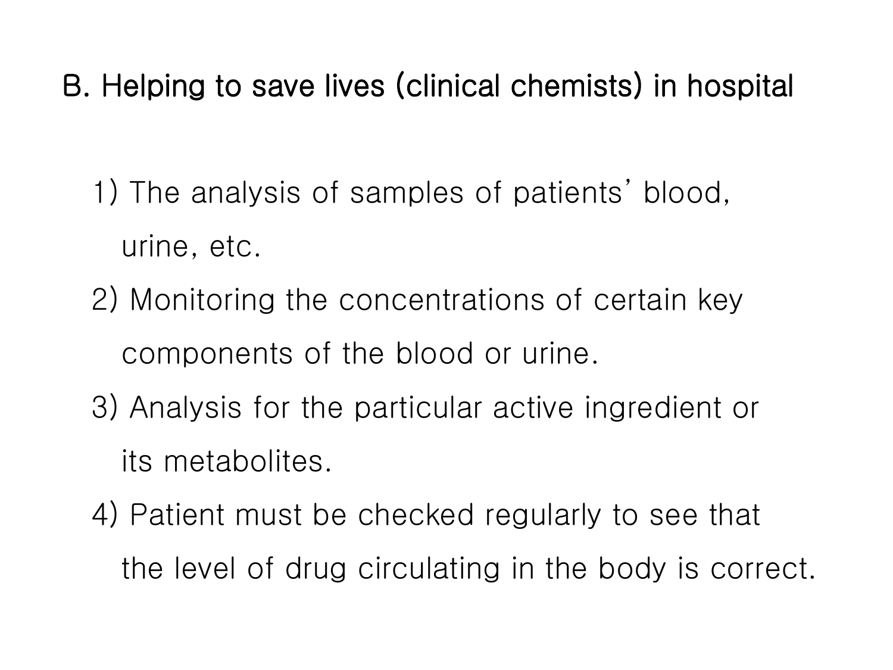## B. Helping to save lives (clinical chemists) in hospital

1) The analysis of samples of patients' blood, urine, etc.
2) Monitoring the concentrations of certain key components of the blood or urine.
3) Analysis for the particular active ingredient or its metabolites.
4) Patient must be checked regularly to see that the level of drug circulating in the body is correct.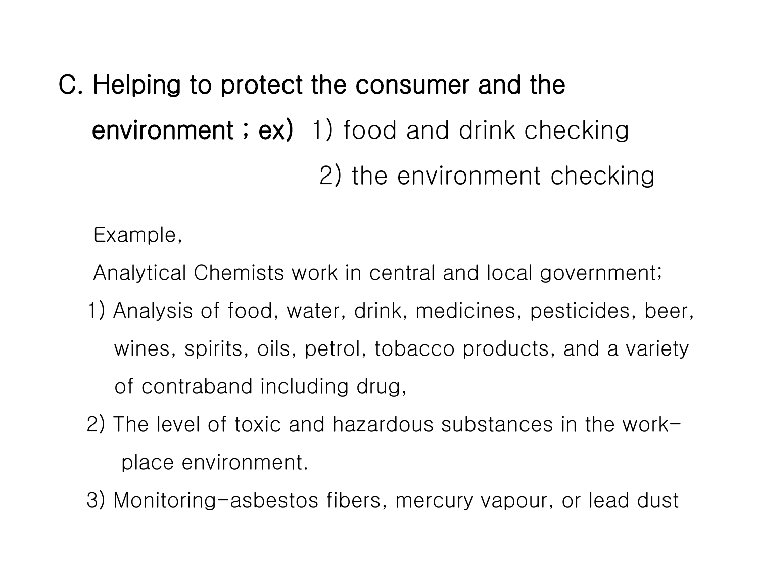**C. Helping to protect the consumer and the environment ; ex)** 1) food and drink checking

2) the environment checking

Example,

Analytical Chemists work in central and local government;

1) Analysis of food, water, drink, medicines, pesticides, beer, wines, spirits, oils, petrol, tobacco products, and a variety of contraband including drug,
2) The level of toxic and hazardous substances in the work-place environment.
3) Monitoring-asbestos fibers, mercury vapour, or lead dust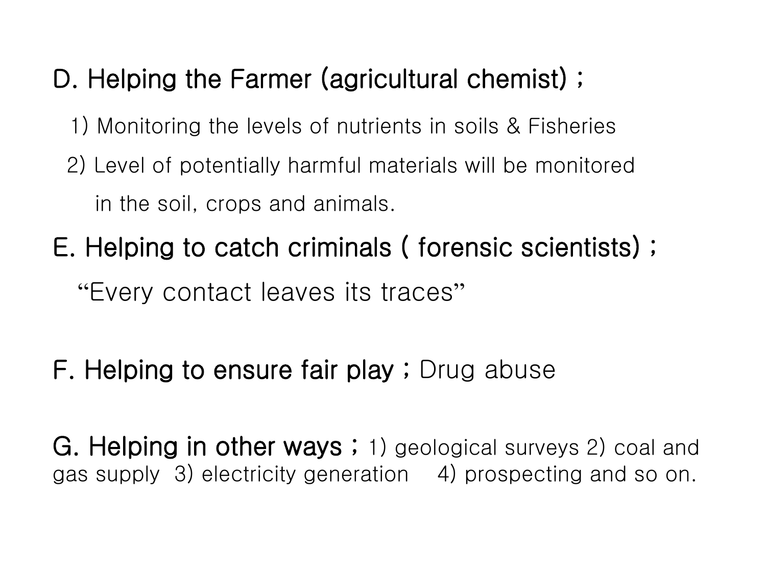**D. Helping the Farmer (agricultural chemist) ;**

1) Monitoring the levels of nutrients in soils & Fisheries
2) Level of potentially harmful materials will be monitored in the soil, crops and animals.

**E. Helping to catch criminals ( forensic scientists) ;**

"Every contact leaves its traces"

**F. Helping to ensure fair play ;** Drug abuse

**G. Helping in other ways ;** 1) geological surveys 2) coal and gas supply 3) electricity generation 4) prospecting and so on.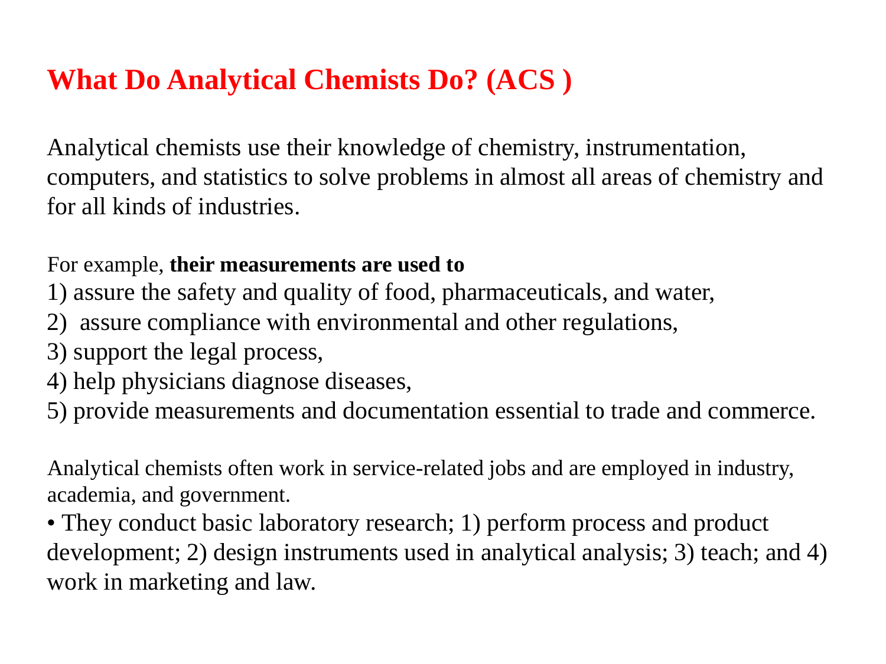# What Do Analytical Chemists Do? (ACS )

Analytical chemists use their knowledge of chemistry, instrumentation, computers, and statistics to solve problems in almost all areas of chemistry and for all kinds of industries.

For example, **their measurements are used to**

1) assure the safety and quality of food, pharmaceuticals, and water,
2) assure compliance with environmental and other regulations,
3) support the legal process,
4) help physicians diagnose diseases,
5) provide measurements and documentation essential to trade and commerce.

Analytical chemists often work in service-related jobs and are employed in industry, academia, and government.

- They conduct basic laboratory research; 1) perform process and product development; 2) design instruments used in analytical analysis; 3) teach; and 4) work in marketing and law.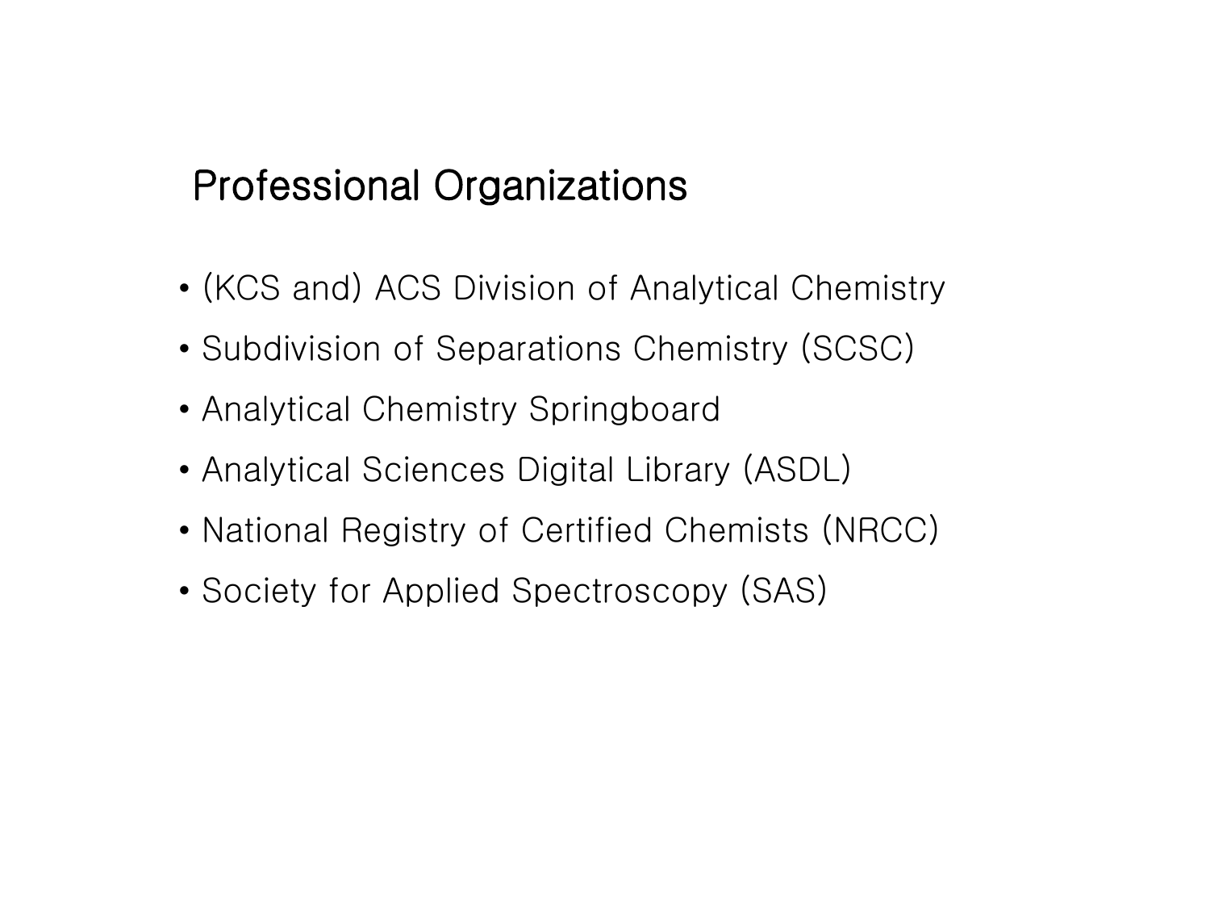## Professional Organizations

- (KCS and) ACS Division of Analytical Chemistry
- Subdivision of Separations Chemistry (SCSC)
- Analytical Chemistry Springboard
- Analytical Sciences Digital Library (ASDL)
- National Registry of Certified Chemists (NRCC)
- Society for Applied Spectroscopy (SAS)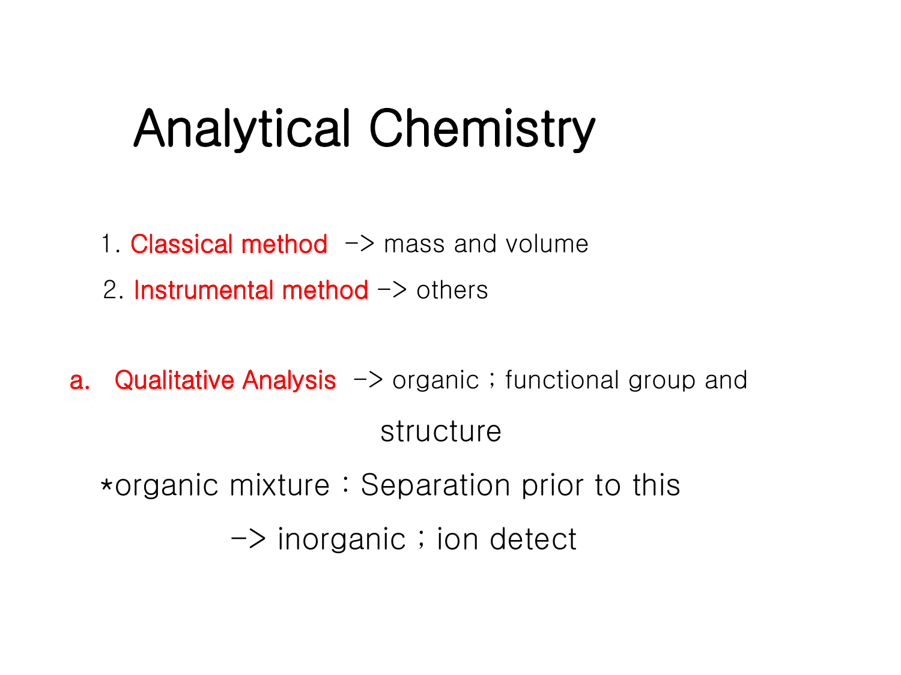# Analytical Chemistry

1. Classical method -> mass and volume
2. Instrumental method -> others

a. Qualitative Analysis -> organic ; functional group and structure

*organic mixture : Separation prior to this

-> inorganic ; ion detect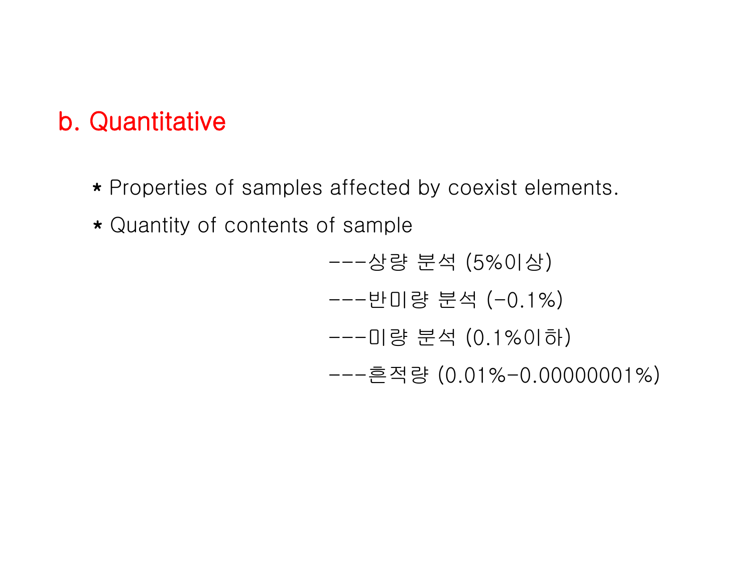## b. Quantitative

* Properties of samples affected by coexist elements.
* Quantity of contents of sample

---상량 분석 (5%이상)

---반미량 분석 (-0.1%)

---미량 분석 (0.1%이하)

---흔적량 (0.01%-0.00000001%)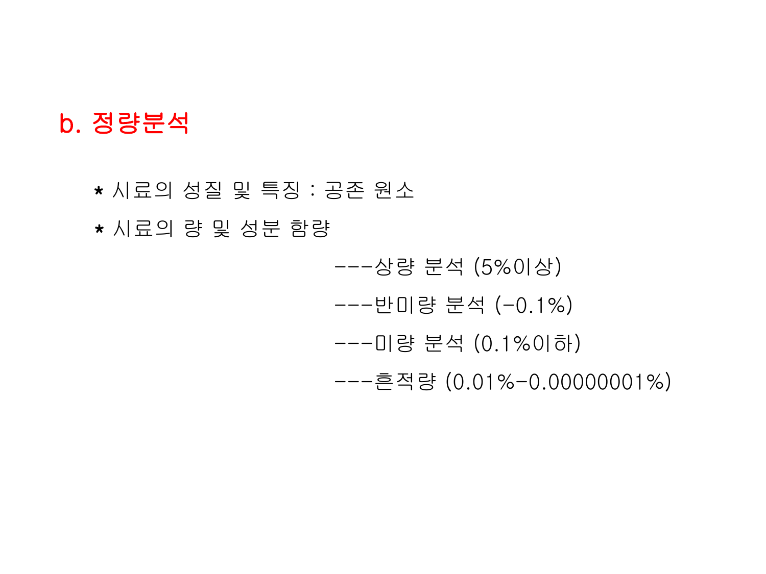## b. 정량분석

* 시료의 성질 및 특징 : 공존 원소
* 시료의 량 및 성분 함량

---상량 분석 (5%이상)

---반미량 분석 (-0.1%)

---미량 분석 (0.1%이하)

---흔적량 (0.01%-0.00000001%)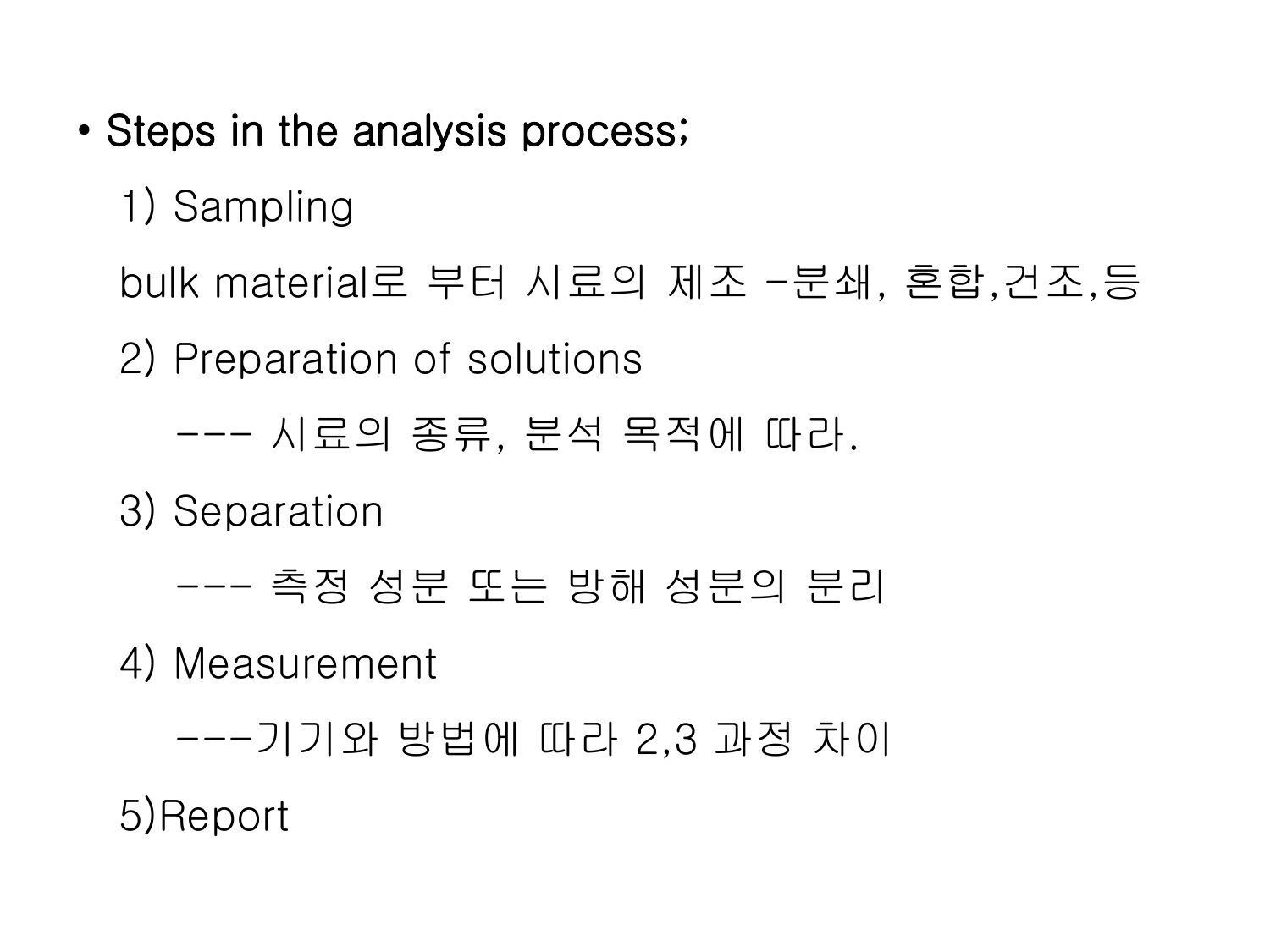- **Steps in the analysis process;**

  1) Sampling

  bulk material로 부터 시료의 제조 -분쇄, 혼합,건조,등

  2) Preparation of solutions

  --- 시료의 종류, 분석 목적에 따라.

  3) Separation

  --- 측정 성분 또는 방해 성분의 분리

  4) Measurement

  ---기기와 방법에 따라 2,3 과정 차이

  5)Report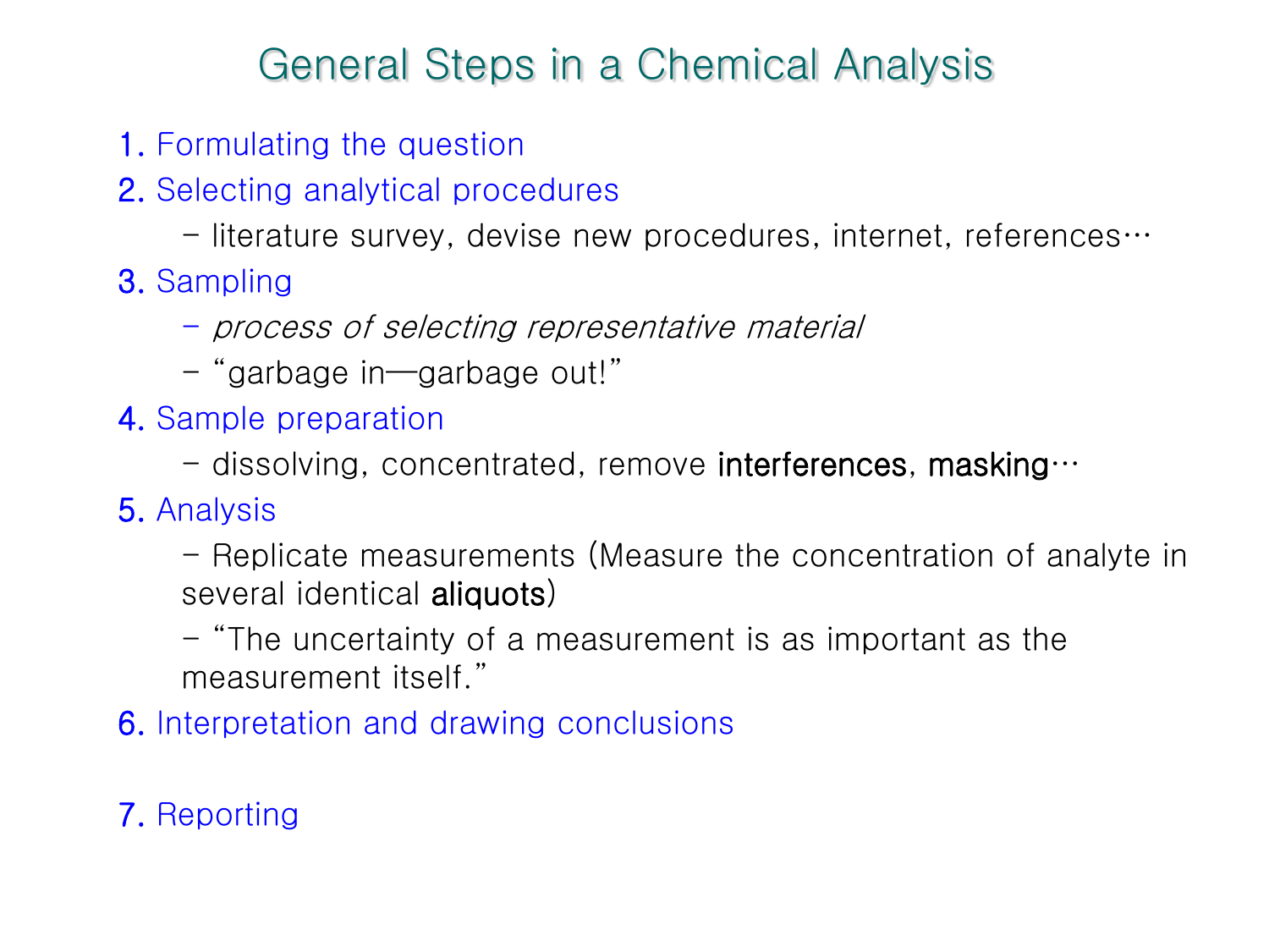# General Steps in a Chemical Analysis

1. Formulating the question
2. Selecting analytical procedures
   - literature survey, devise new procedures, internet, references…
3. Sampling
   - *process of selecting representative material*
   - "garbage in—garbage out!"
4. Sample preparation
   - dissolving, concentrated, remove **interferences**, **masking**…
5. Analysis
   - Replicate measurements (Measure the concentration of analyte in several identical **aliquots**)
   - "The uncertainty of a measurement is as important as the measurement itself."
6. Interpretation and drawing conclusions

7. Reporting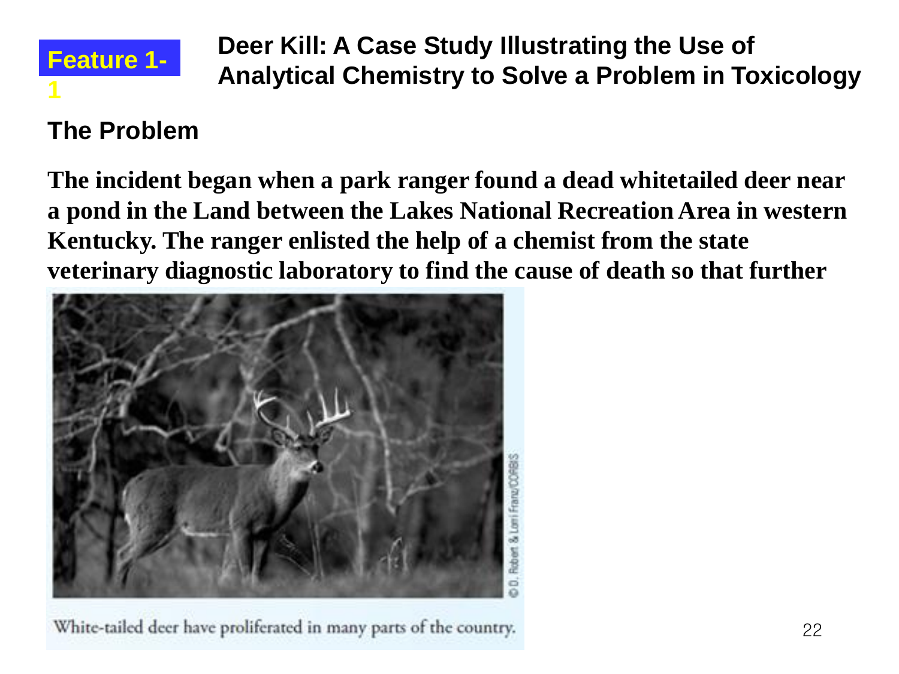**Feature 1-1**

# Deer Kill: A Case Study Illustrating the Use of Analytical Chemistry to Solve a Problem in Toxicology

## The Problem

**The incident began when a park ranger found a dead whitetailed deer near a pond in the Land between the Lakes National Recreation Area in western Kentucky. The ranger enlisted the help of a chemist from the state veterinary diagnostic laboratory to find the cause of death so that further**

White-tailed deer have proliferated in many parts of the country.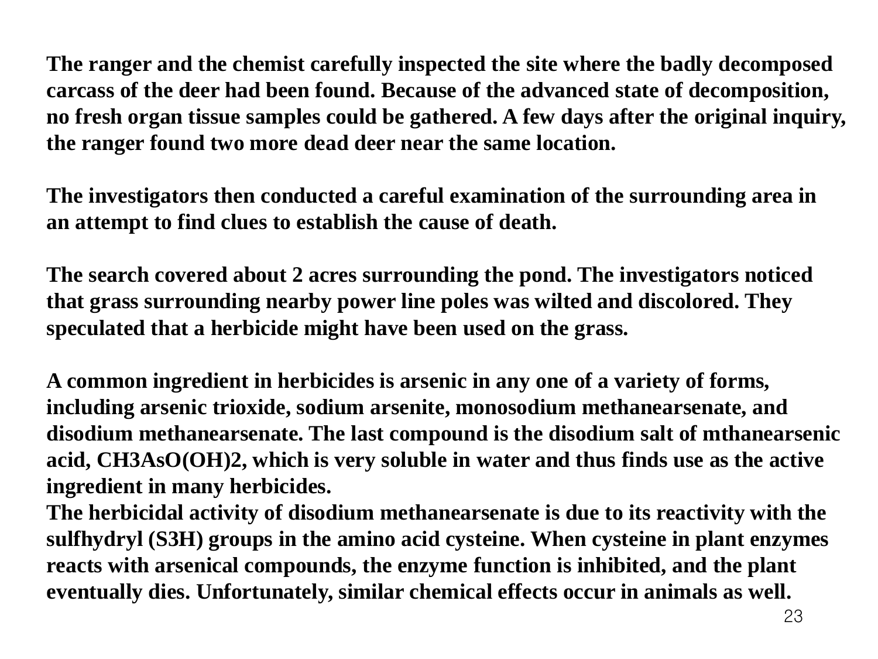**The ranger and the chemist carefully inspected the site where the badly decomposed carcass of the deer had been found. Because of the advanced state of decomposition, no fresh organ tissue samples could be gathered. A few days after the original inquiry, the ranger found two more dead deer near the same location.**

**The investigators then conducted a careful examination of the surrounding area in an attempt to find clues to establish the cause of death.**

**The search covered about 2 acres surrounding the pond. The investigators noticed that grass surrounding nearby power line poles was wilted and discolored. They speculated that a herbicide might have been used on the grass.**

**A common ingredient in herbicides is arsenic in any one of a variety of forms, including arsenic trioxide, sodium arsenite, monosodium methanearsenate, and disodium methanearsenate. The last compound is the disodium salt of mthanearsenic acid, $CH_3AsO(OH)_2$, which is very soluble in water and thus finds use as the active ingredient in many herbicides.**
**The herbicidal activity of disodium methanearsenate is due to its reactivity with the sulfhydryl (S3H) groups in the amino acid cysteine. When cysteine in plant enzymes reacts with arsenical compounds, the enzyme function is inhibited, and the plant eventually dies. Unfortunately, similar chemical effects occur in animals as well.**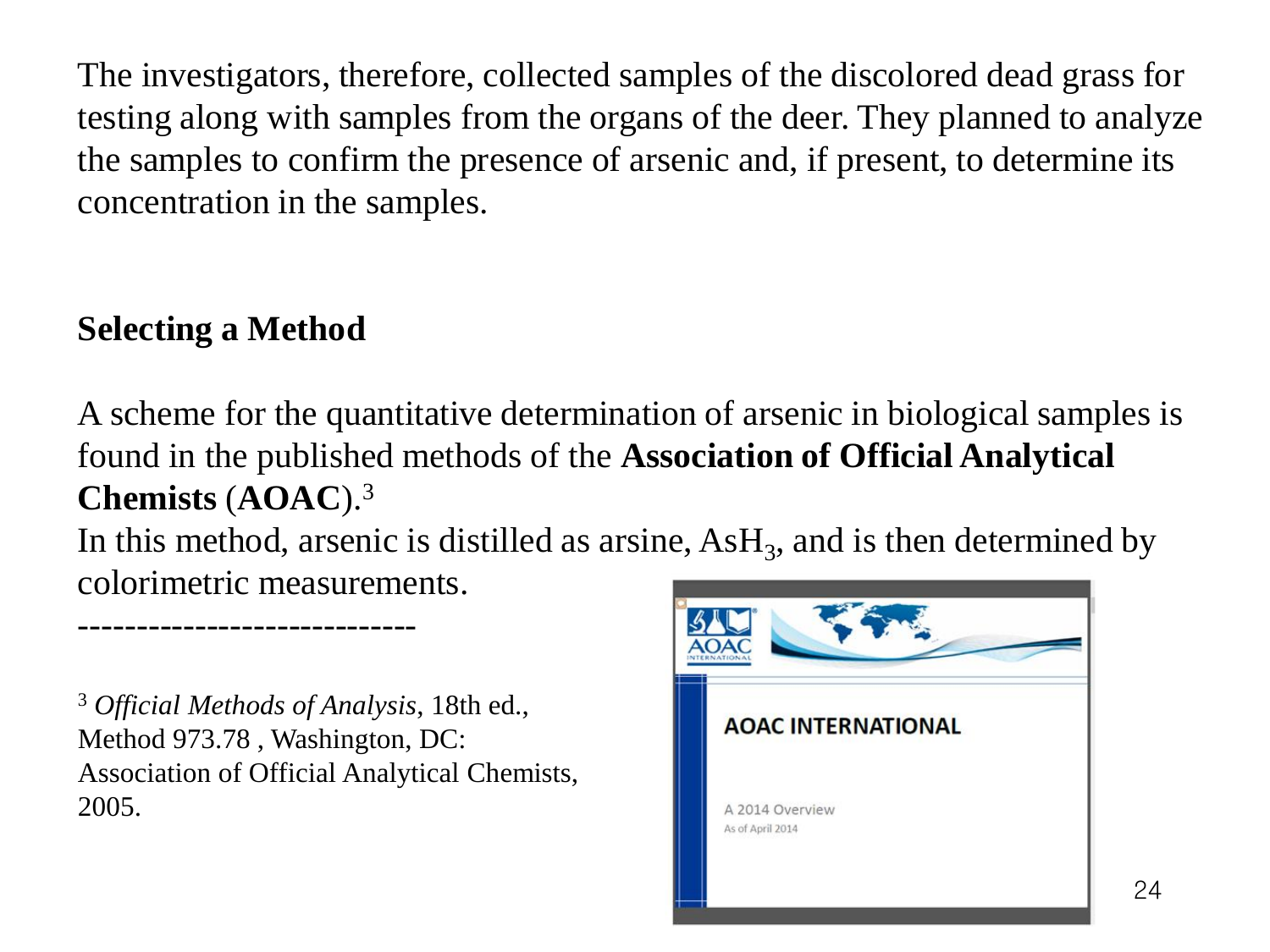The investigators, therefore, collected samples of the discolored dead grass for testing along with samples from the organs of the deer. They planned to analyze the samples to confirm the presence of arsenic and, if present, to determine its concentration in the samples.

## Selecting a Method

A scheme for the quantitative determination of arsenic in biological samples is found in the published methods of the **Association of Official Analytical Chemists** (**AOAC**).[3]

In this method, arsenic is distilled as arsine, $AsH_3$, and is then determined by colorimetric measurements.

----------------------------

[3] *Official Methods of Analysis*, 18th ed., Method 973.78 , Washington, DC: Association of Official Analytical Chemists, 2005.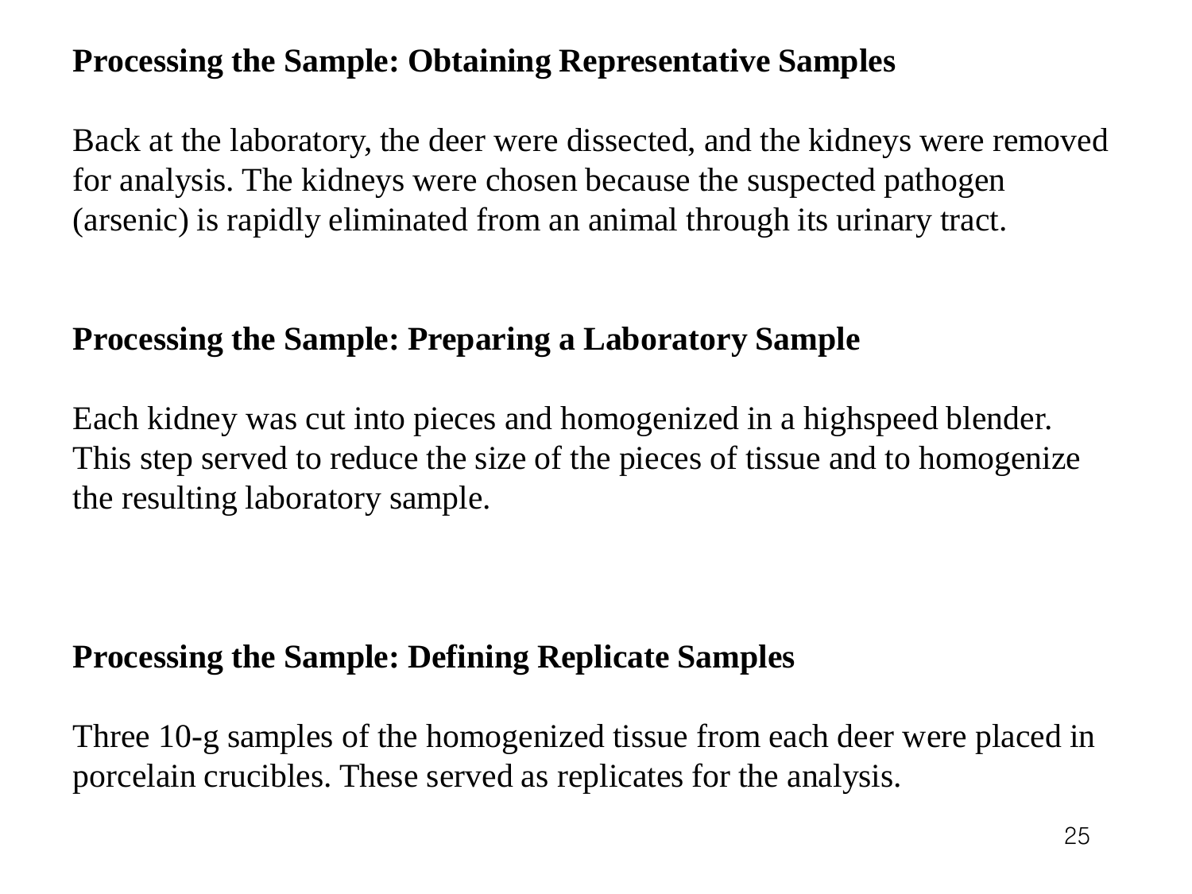**Processing the Sample: Obtaining Representative Samples**

Back at the laboratory, the deer were dissected, and the kidneys were removed for analysis. The kidneys were chosen because the suspected pathogen (arsenic) is rapidly eliminated from an animal through its urinary tract.

**Processing the Sample: Preparing a Laboratory Sample**

Each kidney was cut into pieces and homogenized in a highspeed blender. This step served to reduce the size of the pieces of tissue and to homogenize the resulting laboratory sample.

**Processing the Sample: Defining Replicate Samples**

Three 10-g samples of the homogenized tissue from each deer were placed in porcelain crucibles. These served as replicates for the analysis.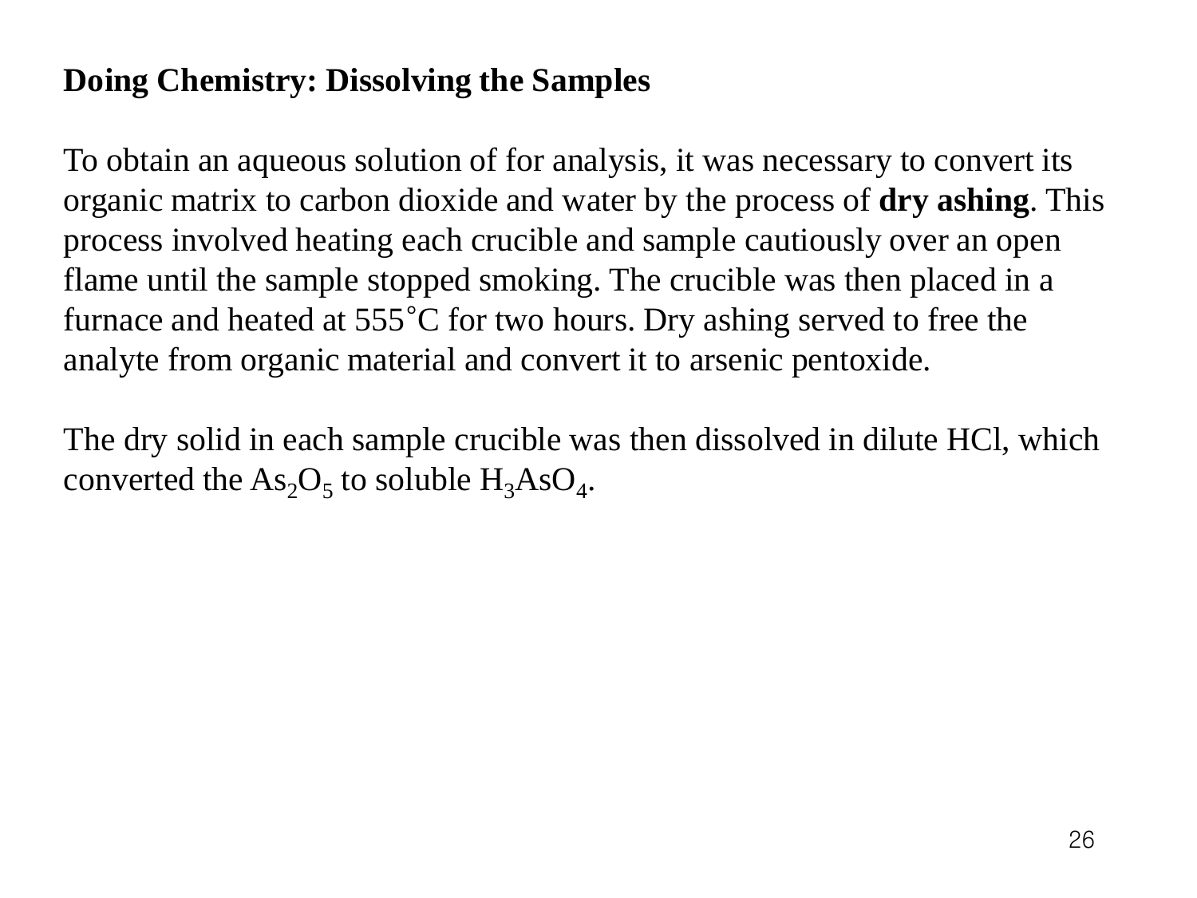**Doing Chemistry: Dissolving the Samples**

To obtain an aqueous solution of for analysis, it was necessary to convert its organic matrix to carbon dioxide and water by the process of **dry ashing**. This process involved heating each crucible and sample cautiously over an open flame until the sample stopped smoking. The crucible was then placed in a furnace and heated at 555$^{\circ}$C for two hours. Dry ashing served to free the analyte from organic material and convert it to arsenic pentoxide.

The dry solid in each sample crucible was then dissolved in dilute HCl, which converted the $As_2O_5$ to soluble $H_3AsO_4$.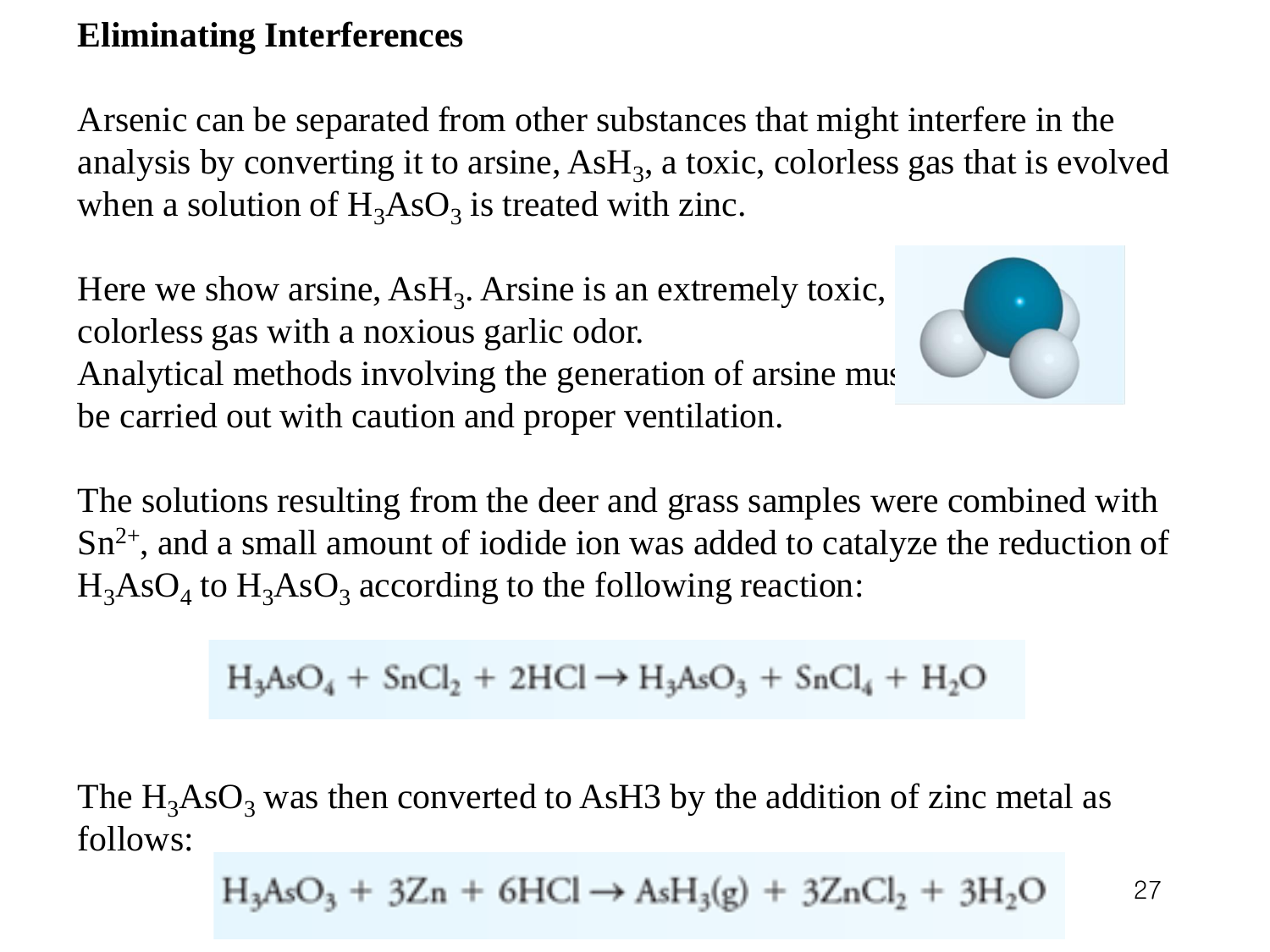**Eliminating Interferences**

Arsenic can be separated from other substances that might interfere in the analysis by converting it to arsine, $AsH_3$, a toxic, colorless gas that is evolved when a solution of $H_3AsO_3$ is treated with zinc.

Here we show arsine, $AsH_3$. Arsine is an extremely toxic, colorless gas with a noxious garlic odor. Analytical methods involving the generation of arsine must be carried out with caution and proper ventilation.

The solutions resulting from the deer and grass samples were combined with $Sn^{2+}$, and a small amount of iodide ion was added to catalyze the reduction of $H_3AsO_4$ to $H_3AsO_3$ according to the following reaction:

$$H_3AsO_4 + SnCl_2 + 2HCl \rightarrow H_3AsO_3 + SnCl_4 + H_2O$$

The $H_3AsO_3$ was then converted to AsH3 by the addition of zinc metal as follows:

$$H_3AsO_3 + 3Zn + 6HCl \rightarrow AsH_3(g) + 3ZnCl_2 + 3H_2O$$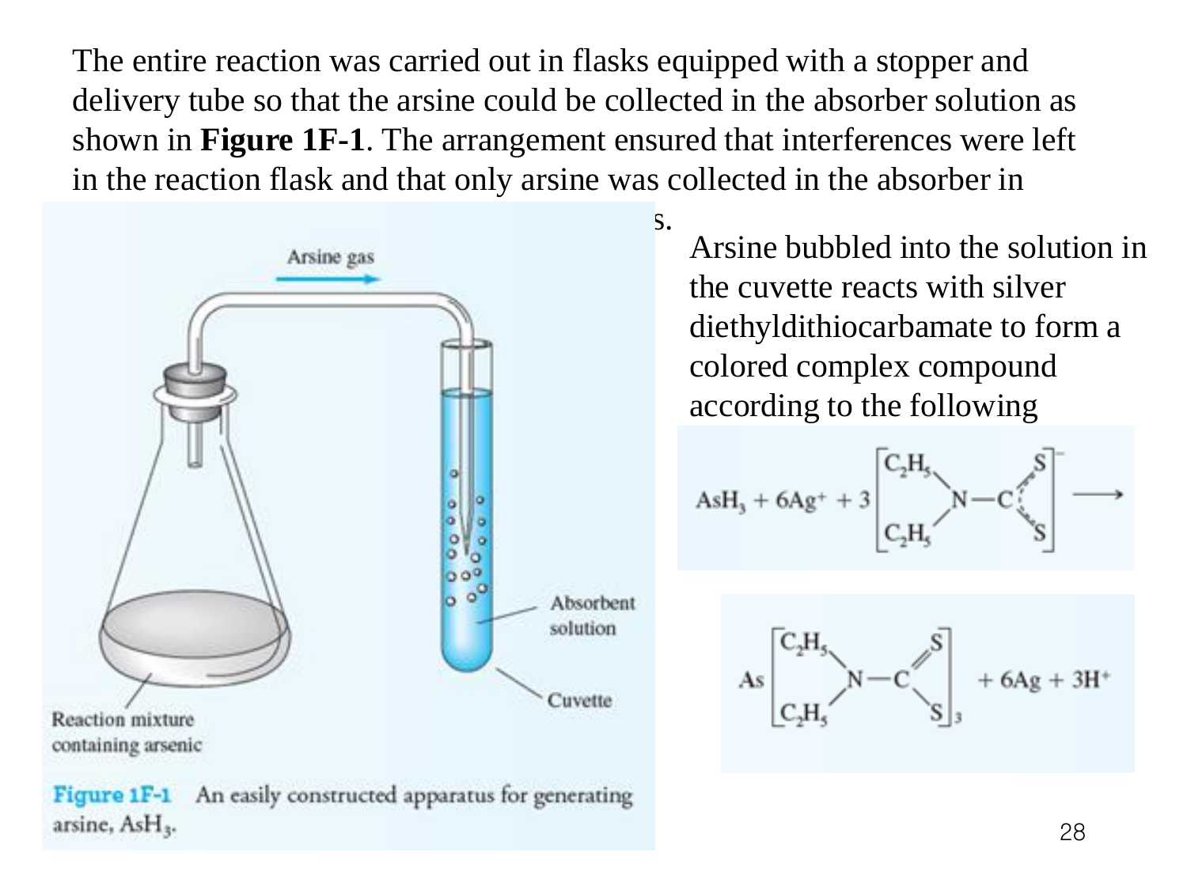The entire reaction was carried out in flasks equipped with a stopper and delivery tube so that the arsine could be collected in the absorber solution as shown in **Figure 1F-1**. The arrangement ensured that interferences were left in the reaction flask and that only arsine was collected in the absorber in ...s.

Figure 1F-1 An easily constructed apparatus for generating arsine, $AsH_3$.

Arsine bubbled into the solution in the cuvette reacts with silver diethyldithiocarbamate to form a colored complex compound according to the following

$$AsH_3 + 6Ag^+ + 3\left[(C_2H_5)_2N{-}CS_2\right]^- \longrightarrow As\left[(C_2H_5)_2N{-}CS_2\right]_3 + 6Ag + 3H^+$$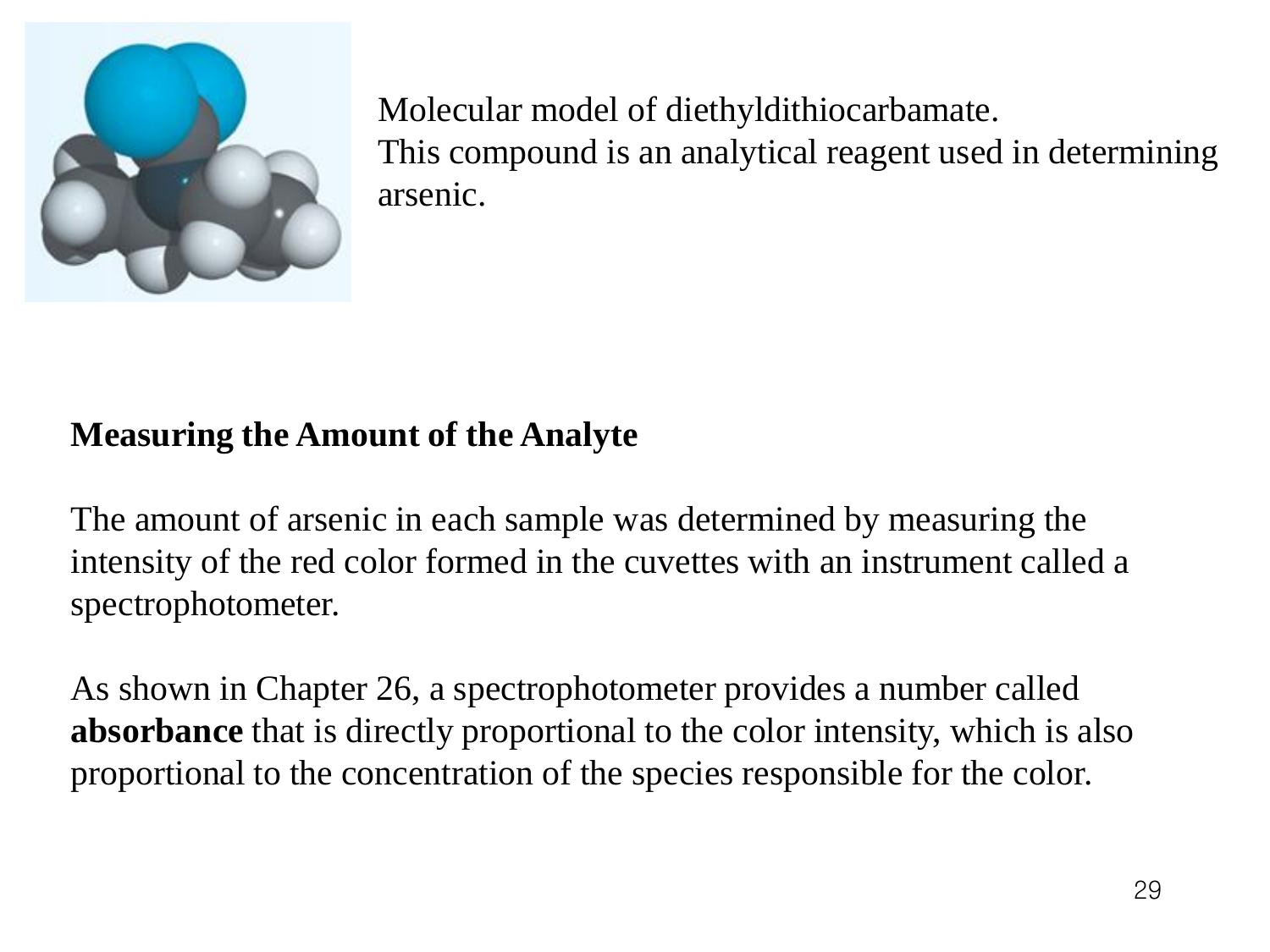Molecular model of diethyldithiocarbamate.
This compound is an analytical reagent used in determining arsenic.

**Measuring the Amount of the Analyte**

The amount of arsenic in each sample was determined by measuring the intensity of the red color formed in the cuvettes with an instrument called a spectrophotometer.

As shown in Chapter 26, a spectrophotometer provides a number called **absorbance** that is directly proportional to the color intensity, which is also proportional to the concentration of the species responsible for the color.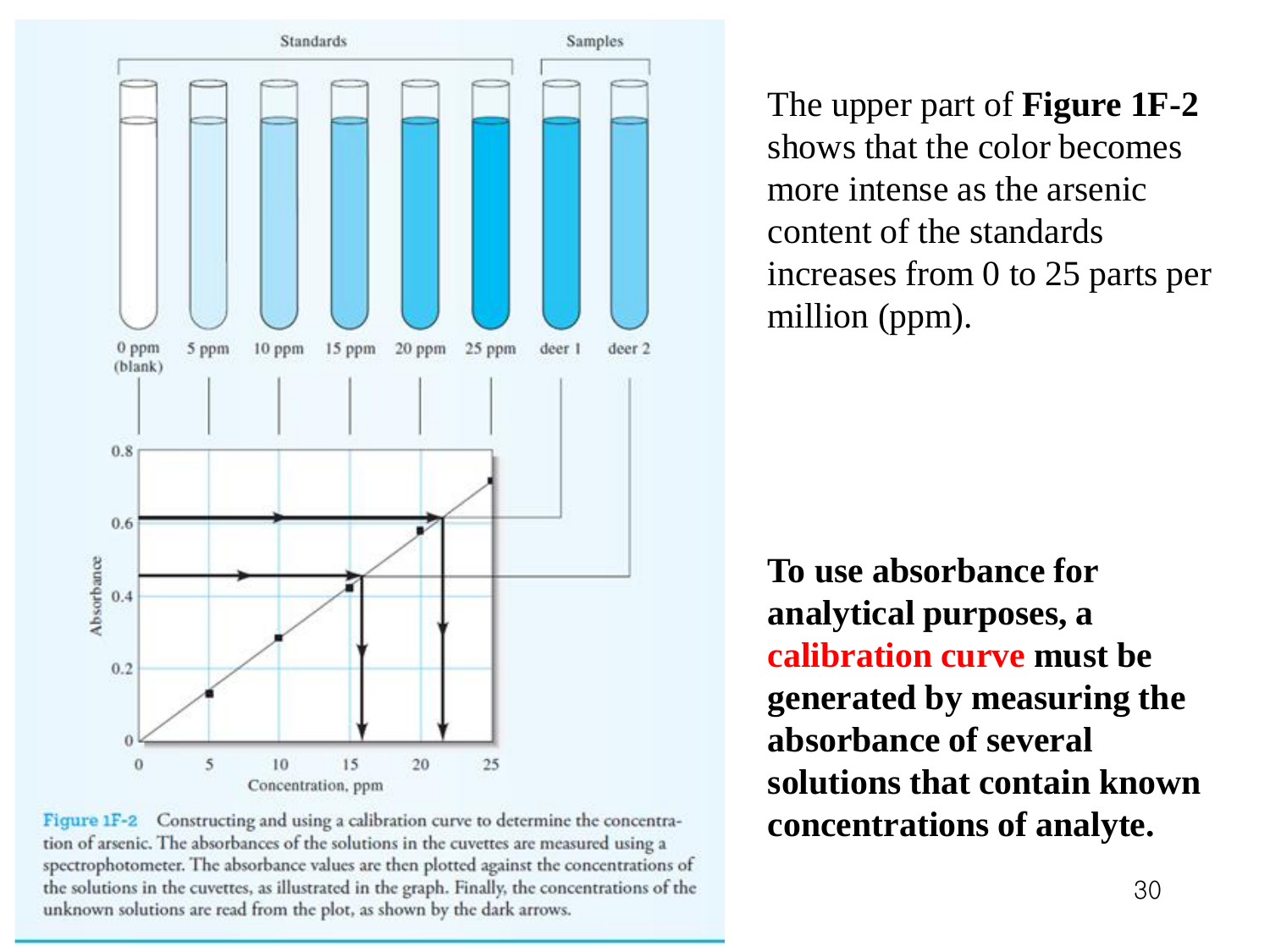Figure 1F-2 Constructing and using a calibration curve to determine the concentration of arsenic. The absorbances of the solutions in the cuvettes are measured using a spectrophotometer. The absorbance values are then plotted against the concentrations of the solutions in the cuvettes, as illustrated in the graph. Finally, the concentrations of the unknown solutions are read from the plot, as shown by the dark arrows.

The upper part of **Figure 1F-2** shows that the color becomes more intense as the arsenic content of the standards increases from 0 to 25 parts per million (ppm).

**To use absorbance for analytical purposes, a calibration curve must be generated by measuring the absorbance of several solutions that contain known concentrations of analyte.**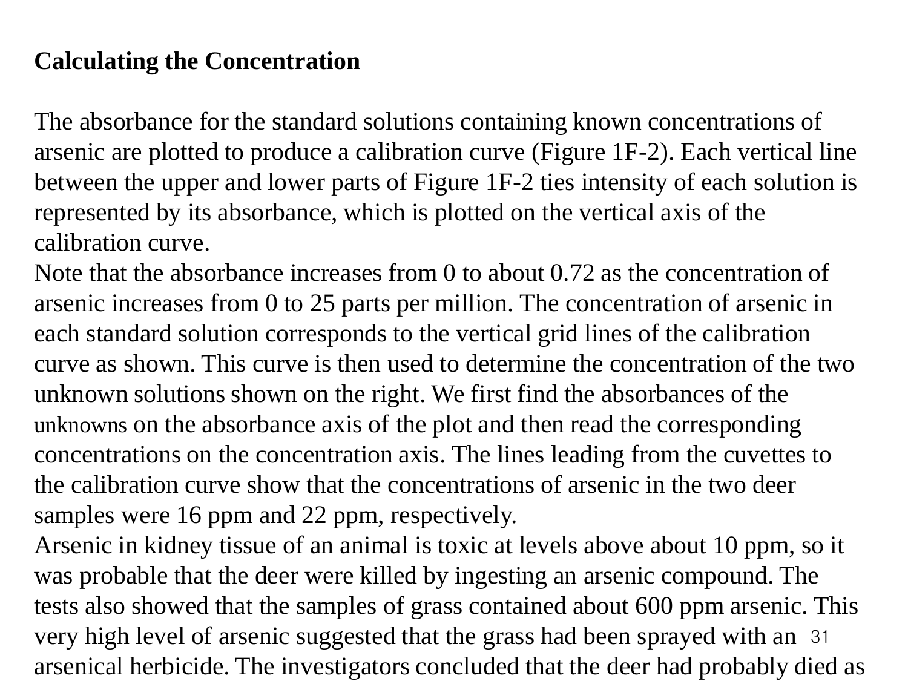**Calculating the Concentration**

The absorbance for the standard solutions containing known concentrations of arsenic are plotted to produce a calibration curve (Figure 1F-2). Each vertical line between the upper and lower parts of Figure 1F-2 ties intensity of each solution is represented by its absorbance, which is plotted on the vertical axis of the calibration curve.

Note that the absorbance increases from 0 to about 0.72 as the concentration of arsenic increases from 0 to 25 parts per million. The concentration of arsenic in each standard solution corresponds to the vertical grid lines of the calibration curve as shown. This curve is then used to determine the concentration of the two unknown solutions shown on the right. We first find the absorbances of the unknowns on the absorbance axis of the plot and then read the corresponding concentrations on the concentration axis. The lines leading from the cuvettes to the calibration curve show that the concentrations of arsenic in the two deer samples were 16 ppm and 22 ppm, respectively.

Arsenic in kidney tissue of an animal is toxic at levels above about 10 ppm, so it was probable that the deer were killed by ingesting an arsenic compound. The tests also showed that the samples of grass contained about 600 ppm arsenic. This very high level of arsenic suggested that the grass had been sprayed with an arsenical herbicide. The investigators concluded that the deer had probably died as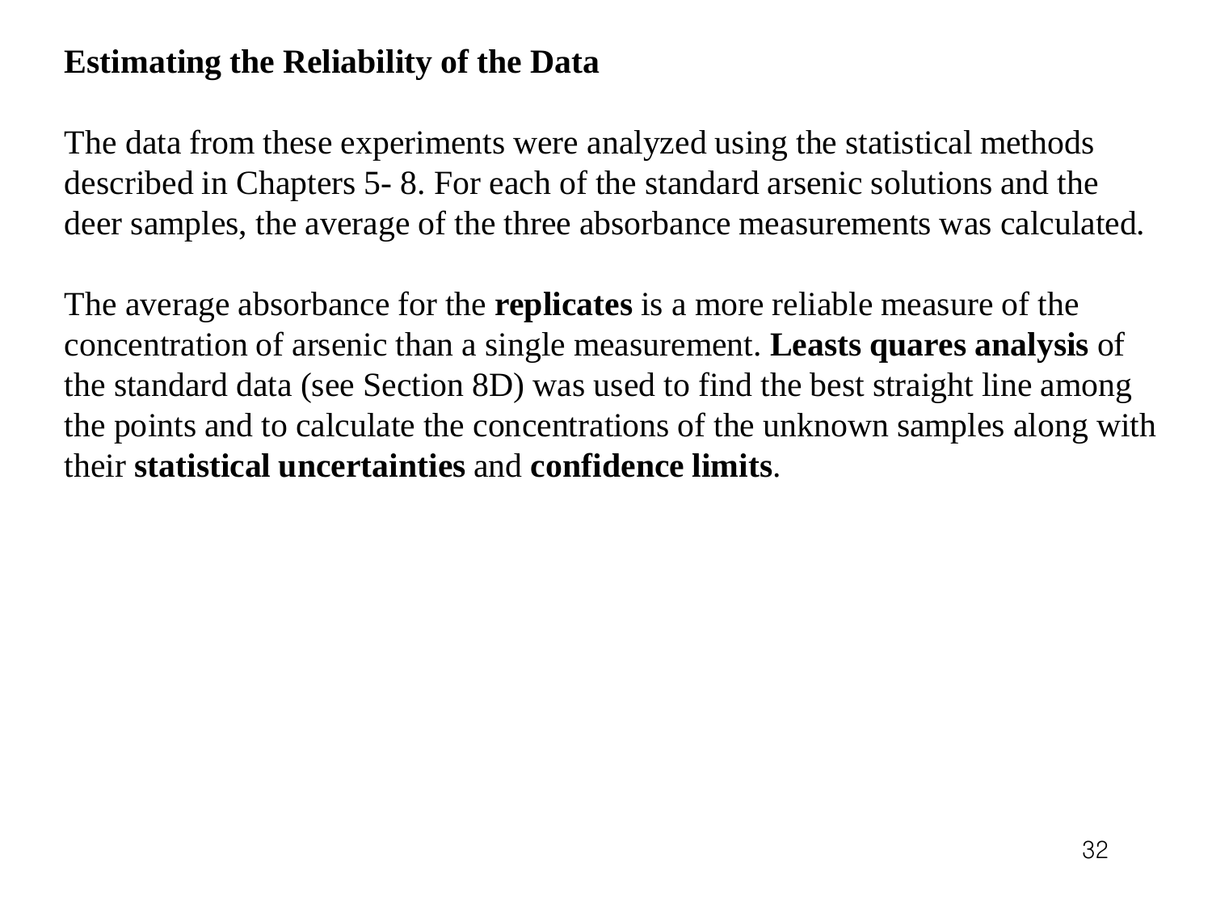**Estimating the Reliability of the Data**

The data from these experiments were analyzed using the statistical methods described in Chapters 5- 8. For each of the standard arsenic solutions and the deer samples, the average of the three absorbance measurements was calculated.

The average absorbance for the **replicates** is a more reliable measure of the concentration of arsenic than a single measurement. **Leasts quares analysis** of the standard data (see Section 8D) was used to find the best straight line among the points and to calculate the concentrations of the unknown samples along with their **statistical uncertainties** and **confidence limits**.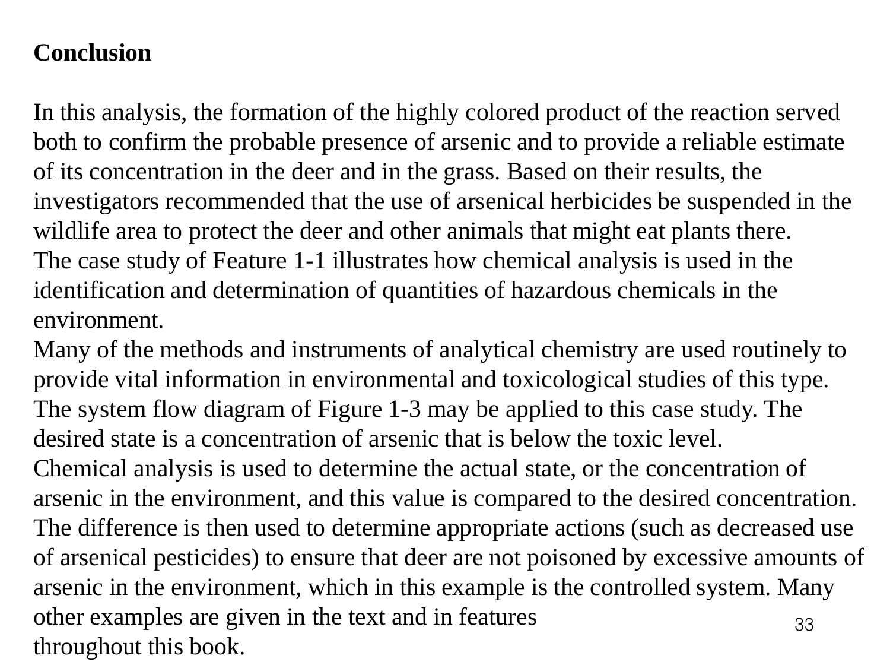**Conclusion**

In this analysis, the formation of the highly colored product of the reaction served both to confirm the probable presence of arsenic and to provide a reliable estimate of its concentration in the deer and in the grass. Based on their results, the investigators recommended that the use of arsenical herbicides be suspended in the wildlife area to protect the deer and other animals that might eat plants there.
The case study of Feature 1-1 illustrates how chemical analysis is used in the identification and determination of quantities of hazardous chemicals in the environment.
Many of the methods and instruments of analytical chemistry are used routinely to provide vital information in environmental and toxicological studies of this type.
The system flow diagram of Figure 1-3 may be applied to this case study. The desired state is a concentration of arsenic that is below the toxic level.
Chemical analysis is used to determine the actual state, or the concentration of arsenic in the environment, and this value is compared to the desired concentration. The difference is then used to determine appropriate actions (such as decreased use of arsenical pesticides) to ensure that deer are not poisoned by excessive amounts of arsenic in the environment, which in this example is the controlled system. Many other examples are given in the text and in features throughout this book.